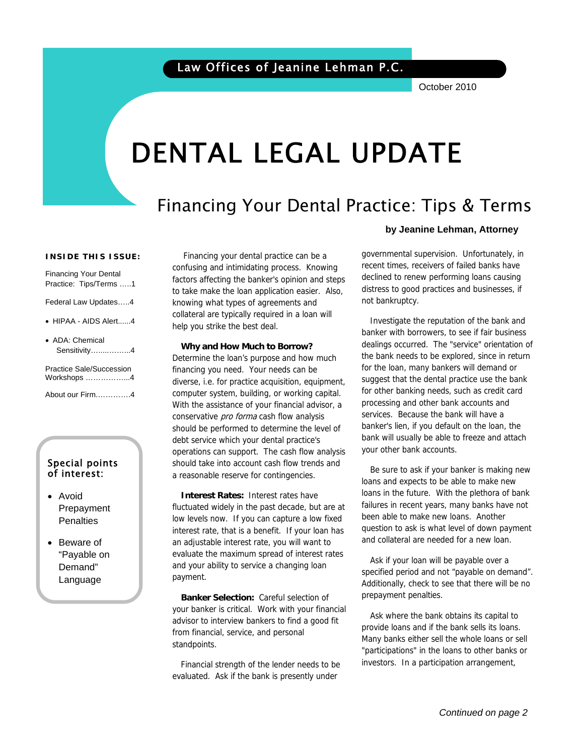Law Offices of Jeanine Lehman P.C.

October 2010

# DENTAL LEGAL UPDATE

## Financing Your Dental Practice: Tips & Terms

**by Jeanine Lehman, Attorney**

**INSIDE THIS ISSUE:**

Financing Your Dental Practice: Tips/Terms .....1

Federal Law Updates.....4

- HIPAA - AIDS Alert......4
- ADA: Chemical Sensitivity…......…....4

Practice Sale/Succession Workshops ……………...4

About our Firm…………..4

**Special points of interest:**

- Avoid Prepayment Penalties
- Beware of "Payable on Demand" Language

Financing your dental practice can be a confusing and intimidating process. Knowing factors affecting the banker's opinion and steps to take make the loan application easier. Also, knowing what types of agreements and collateral are typically required in a loan will help you strike the best deal.

**Why and How Much to Borrow?** Determine the loan's purpose and how much financing you need. Your needs can be diverse, i.e. for practice acquisition, equipment, computer system, building, or working capital. With the assistance of your financial advisor, a conservative *pro forma* cash flow analysis should be performed to determine the level of debt service which your dental practice's operations can support. The cash flow analysis should take into account cash flow trends and a reasonable reserve for contingencies.

**Interest Rates:** Interest rates have fluctuated widely in the past decade, but are at low levels now. If you can capture a low fixed interest rate, that is a benefit. If your loan has an adjustable interest rate, you will want to evaluate the maximum spread of interest rates and your ability to service a changing loan payment.

**Banker Selection:** Careful selection of your banker is critical. Work with your financial advisor to interview bankers to find a good fit from financial, service, and personal standpoints.

Financial strength of the lender needs to be evaluated. Ask if the bank is presently under governmental supervision. Unfortunately, in recent times, receivers of failed banks have declined to renew performing loans causing distress to good practices and businesses, if not bankruptcy.

Investigate the reputation of the bank and banker with borrowers, to see if fair business dealings occurred. The "service" orientation of the bank needs to be explored, since in return for the loan, many bankers will demand or suggest that the dental practice use the bank for other banking needs, such as credit card processing and other bank accounts and services. Because the bank will have a banker's lien, if you default on the loan, the bank will usually be able to freeze and attach your other bank accounts.

Be sure to ask if your banker is making new loans and expects to be able to make new loans in the future. With the plethora of bank failures in recent years, many banks have not been able to make new loans. Another question to ask is what level of down payment and collateral are needed for a new loan.

Ask if your loan will be payable over a specified period and not "payable on demand". Additionally, check to see that there will be no prepayment penalties.

Ask where the bank obtains its capital to provide loans and if the bank sells its loans. Many banks either sell the whole loans or sell "participations" in the loans to other banks or investors. In a participation arrangement,

*Continued on page 2*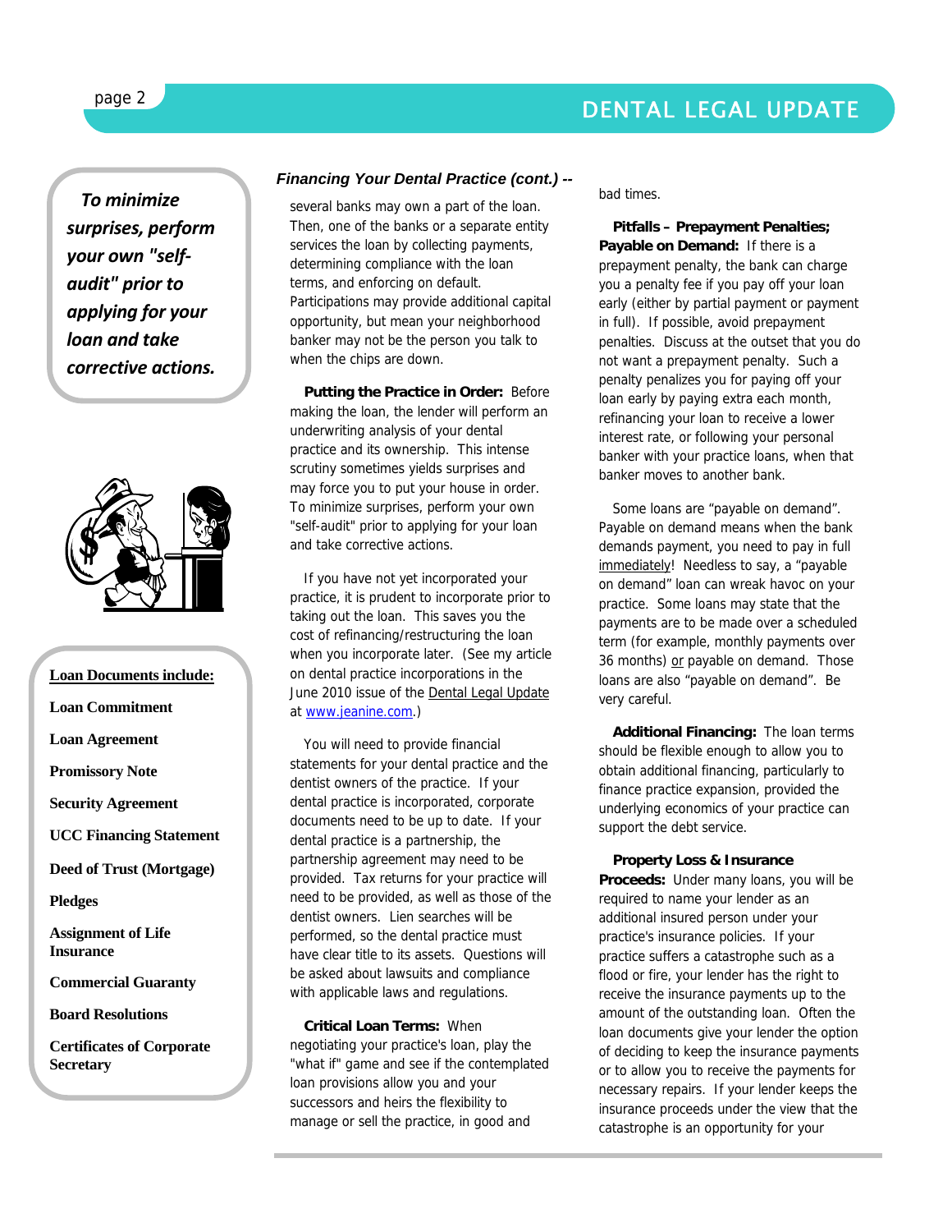> *To minimize surprises, perform your own "self-audit" prior to applying for your loan and take corrective actions.*

**Loan Documents include:**

- **Loan Commitment**
- **Loan Agreement**
- **Promissory Note**
- **Security Agreement**
- **UCC Financing Statement**
- **Deed of Trust (Mortgage)**
- **Pledges**
- **Assignment of Life Insurance**
- **Commercial Guaranty**
- **Board Resolutions**
- **Certificates of Corporate Secretary**

### *Financing Your Dental Practice (cont.) --*

several banks may own a part of the loan. Then, one of the banks or a separate entity services the loan by collecting payments, determining compliance with the loan terms, and enforcing on default. Participations may provide additional capital opportunity, but mean your neighborhood banker may not be the person you talk to when the chips are down.

**Putting the Practice in Order:** Before making the loan, the lender will perform an underwriting analysis of your dental practice and its ownership. This intense scrutiny sometimes yields surprises and may force you to put your house in order. To minimize surprises, perform your own "self-audit" prior to applying for your loan and take corrective actions.

If you have not yet incorporated your practice, it is prudent to incorporate prior to taking out the loan. This saves you the cost of refinancing/restructuring the loan when you incorporate later. (See my article on dental practice incorporations in the June 2010 issue of the Dental Legal Update at www.jeanine.com.)

You will need to provide financial statements for your dental practice and the dentist owners of the practice. If your dental practice is incorporated, corporate documents need to be up to date. If your dental practice is a partnership, the partnership agreement may need to be provided. Tax returns for your practice will need to be provided, as well as those of the dentist owners. Lien searches will be performed, so the dental practice must have clear title to its assets. Questions will be asked about lawsuits and compliance with applicable laws and regulations.

**Critical Loan Terms:** When negotiating your practice's loan, play the "what if" game and see if the contemplated loan provisions allow you and your successors and heirs the flexibility to manage or sell the practice, in good and bad times.

**Pitfalls – Prepayment Penalties; Payable on Demand:** If there is a prepayment penalty, the bank can charge you a penalty fee if you pay off your loan early (either by partial payment or payment in full). If possible, avoid prepayment penalties. Discuss at the outset that you do not want a prepayment penalty. Such a penalty penalizes you for paying off your loan early by paying extra each month, refinancing your loan to receive a lower interest rate, or following your personal banker with your practice loans, when that banker moves to another bank.

Some loans are "payable on demand". Payable on demand means when the bank demands payment, you need to pay in full immediately! Needless to say, a "payable on demand" loan can wreak havoc on your practice. Some loans may state that the payments are to be made over a scheduled term (for example, monthly payments over 36 months) or payable on demand. Those loans are also "payable on demand". Be very careful.

**Additional Financing:** The loan terms should be flexible enough to allow you to obtain additional financing, particularly to finance practice expansion, provided the underlying economics of your practice can support the debt service.

**Property Loss & Insurance Proceeds:** Under many loans, you will be required to name your lender as an additional insured person under your practice's insurance policies. If your practice suffers a catastrophe such as a flood or fire, your lender has the right to receive the insurance payments up to the amount of the outstanding loan. Often the loan documents give your lender the option of deciding to keep the insurance payments or to allow you to receive the payments for necessary repairs. If your lender keeps the insurance proceeds under the view that the catastrophe is an opportunity for your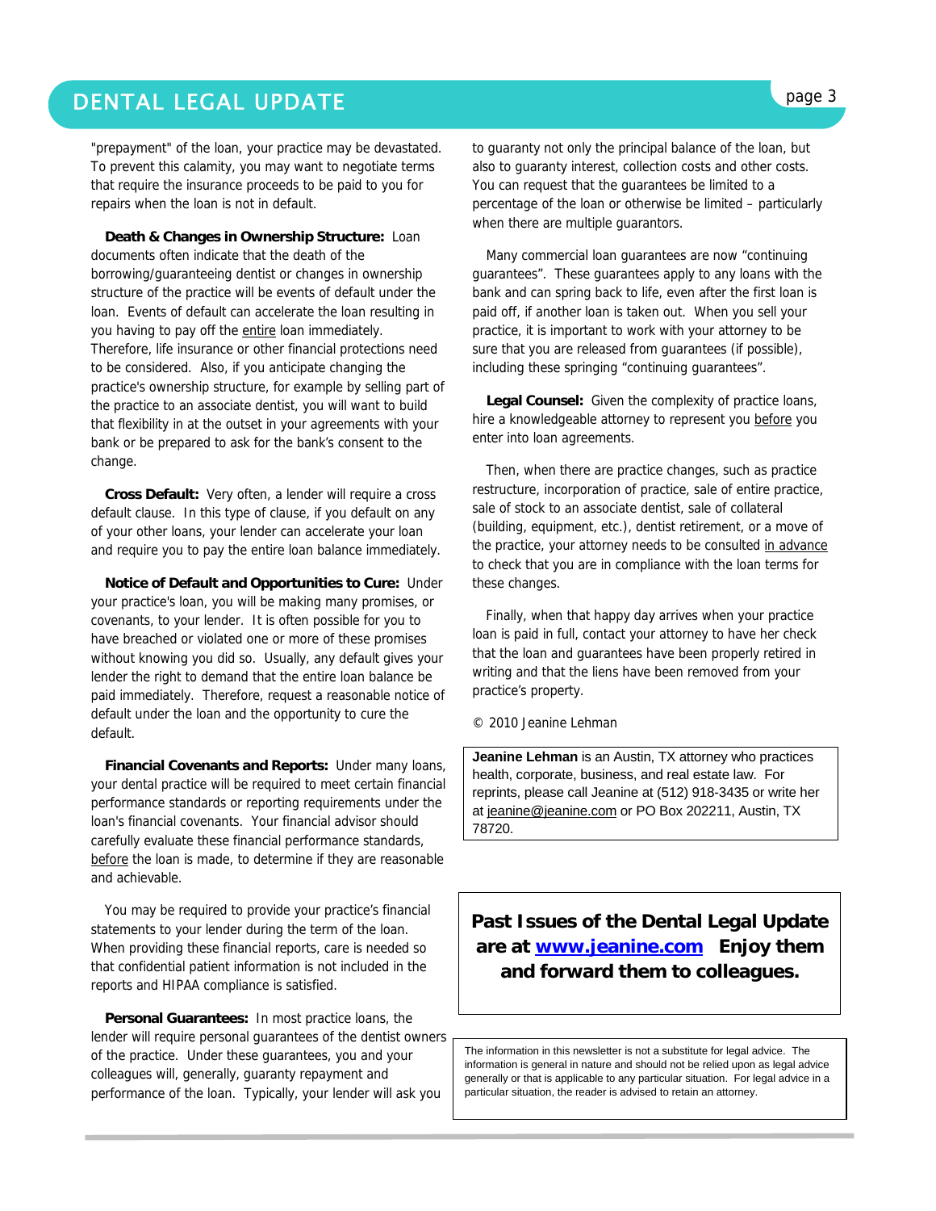"prepayment" of the loan, your practice may be devastated. To prevent this calamity, you may want to negotiate terms that require the insurance proceeds to be paid to you for repairs when the loan is not in default.

**Death & Changes in Ownership Structure:** Loan documents often indicate that the death of the borrowing/guaranteeing dentist or changes in ownership structure of the practice will be events of default under the loan. Events of default can accelerate the loan resulting in you having to pay off the entire loan immediately. Therefore, life insurance or other financial protections need to be considered. Also, if you anticipate changing the practice's ownership structure, for example by selling part of the practice to an associate dentist, you will want to build that flexibility in at the outset in your agreements with your bank or be prepared to ask for the bank's consent to the change.

**Cross Default:** Very often, a lender will require a cross default clause. In this type of clause, if you default on any of your other loans, your lender can accelerate your loan and require you to pay the entire loan balance immediately.

**Notice of Default and Opportunities to Cure:** Under your practice's loan, you will be making many promises, or covenants, to your lender. It is often possible for you to have breached or violated one or more of these promises without knowing you did so. Usually, any default gives your lender the right to demand that the entire loan balance be paid immediately. Therefore, request a reasonable notice of default under the loan and the opportunity to cure the default.

**Financial Covenants and Reports:** Under many loans, your dental practice will be required to meet certain financial performance standards or reporting requirements under the loan's financial covenants. Your financial advisor should carefully evaluate these financial performance standards, before the loan is made, to determine if they are reasonable and achievable.

You may be required to provide your practice's financial statements to your lender during the term of the loan. When providing these financial reports, care is needed so that confidential patient information is not included in the reports and HIPAA compliance is satisfied.

**Personal Guarantees:** In most practice loans, the lender will require personal guarantees of the dentist owners of the practice. Under these guarantees, you and your colleagues will, generally, guaranty repayment and performance of the loan. Typically, your lender will ask you to guaranty not only the principal balance of the loan, but also to guaranty interest, collection costs and other costs. You can request that the guarantees be limited to a percentage of the loan or otherwise be limited – particularly when there are multiple guarantors.

Many commercial loan guarantees are now "continuing guarantees". These guarantees apply to any loans with the bank and can spring back to life, even after the first loan is paid off, if another loan is taken out. When you sell your practice, it is important to work with your attorney to be sure that you are released from guarantees (if possible), including these springing "continuing guarantees".

**Legal Counsel:** Given the complexity of practice loans, hire a knowledgeable attorney to represent you before you enter into loan agreements.

Then, when there are practice changes, such as practice restructure, incorporation of practice, sale of entire practice, sale of stock to an associate dentist, sale of collateral (building, equipment, etc.), dentist retirement, or a move of the practice, your attorney needs to be consulted in advance to check that you are in compliance with the loan terms for these changes.

Finally, when that happy day arrives when your practice loan is paid in full, contact your attorney to have her check that the loan and guarantees have been properly retired in writing and that the liens have been removed from your practice's property.

© 2010 Jeanine Lehman

**Jeanine Lehman** is an Austin, TX attorney who practices health, corporate, business, and real estate law. For reprints, please call Jeanine at (512) 918-3435 or write her at jeanine@jeanine.com or PO Box 202211, Austin, TX 78720.

**Past Issues of the Dental Legal Update are at www.jeanine.com Enjoy them and forward them to colleagues.**

The information in this newsletter is not a substitute for legal advice. The information is general in nature and should not be relied upon as legal advice generally or that is applicable to any particular situation. For legal advice in a particular situation, the reader is advised to retain an attorney.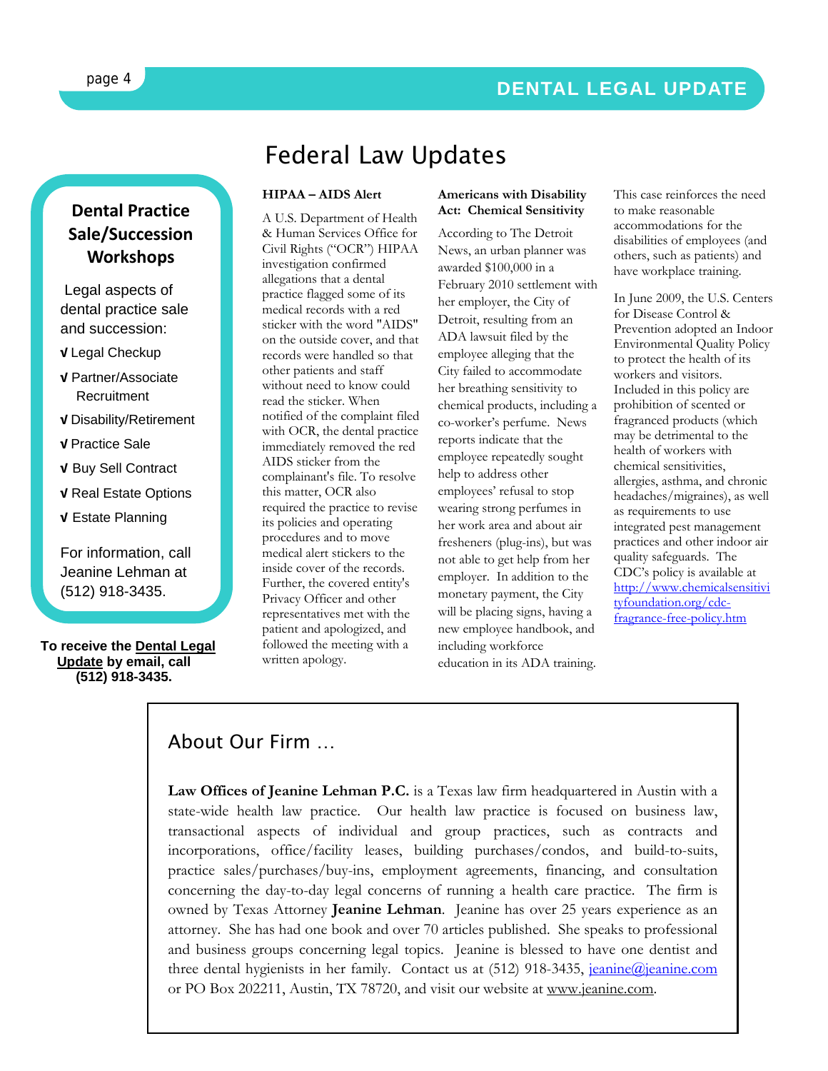# Federal Law Updates

## Dental Practice Sale/Succession Workshops

Legal aspects of dental practice sale and succession:

- √ Legal Checkup
- √ Partner/Associate Recruitment
- √ Disability/Retirement
- √ Practice Sale
- √ Buy Sell Contract
- √ Real Estate Options
- √ Estate Planning

For information, call Jeanine Lehman at (512) 918-3435.

**To receive the Dental Legal Update by email, call (512) 918-3435.**

### HIPAA – AIDS Alert

A U.S. Department of Health & Human Services Office for Civil Rights ("OCR") HIPAA investigation confirmed allegations that a dental practice flagged some of its medical records with a red sticker with the word "AIDS" on the outside cover, and that records were handled so that other patients and staff without need to know could read the sticker. When notified of the complaint filed with OCR, the dental practice immediately removed the red AIDS sticker from the complainant's file. To resolve this matter, OCR also required the practice to revise its policies and operating procedures and to move medical alert stickers to the inside cover of the records. Further, the covered entity's Privacy Officer and other representatives met with the patient and apologized, and followed the meeting with a written apology.

### Americans with Disability Act: Chemical Sensitivity

According to The Detroit News, an urban planner was awarded $100,000 in a February 2010 settlement with her employer, the City of Detroit, resulting from an ADA lawsuit filed by the employee alleging that the City failed to accommodate her breathing sensitivity to chemical products, including a co-worker's perfume. News reports indicate that the employee repeatedly sought help to address other employees' refusal to stop wearing strong perfumes in her work area and about air fresheners (plug-ins), but was not able to get help from her employer. In addition to the monetary payment, the City will be placing signs, having a new employee handbook, and including workforce education in its ADA training.

This case reinforces the need to make reasonable accommodations for the disabilities of employees (and others, such as patients) and have workplace training.

In June 2009, the U.S. Centers for Disease Control & Prevention adopted an Indoor Environmental Quality Policy to protect the health of its workers and visitors. Included in this policy are prohibition of scented or fragranced products (which may be detrimental to the health of workers with chemical sensitivities, allergies, asthma, and chronic headaches/migraines), as well as requirements to use integrated pest management practices and other indoor air quality safeguards. The CDC's policy is available at http://www.chemicalsensitivityfoundation.org/cdc-fragrance-free-policy.htm

## About Our Firm …

**Law Offices of Jeanine Lehman P.C.** is a Texas law firm headquartered in Austin with a state-wide health law practice. Our health law practice is focused on business law, transactional aspects of individual and group practices, such as contracts and incorporations, office/facility leases, building purchases/condos, and build-to-suits, practice sales/purchases/buy-ins, employment agreements, financing, and consultation concerning the day-to-day legal concerns of running a health care practice. The firm is owned by Texas Attorney **Jeanine Lehman**. Jeanine has over 25 years experience as an attorney. She has had one book and over 70 articles published. She speaks to professional and business groups concerning legal topics. Jeanine is blessed to have one dentist and three dental hygienists in her family. Contact us at (512) 918-3435, jeanine@jeanine.com or PO Box 202211, Austin, TX 78720, and visit our website at www.jeanine.com.